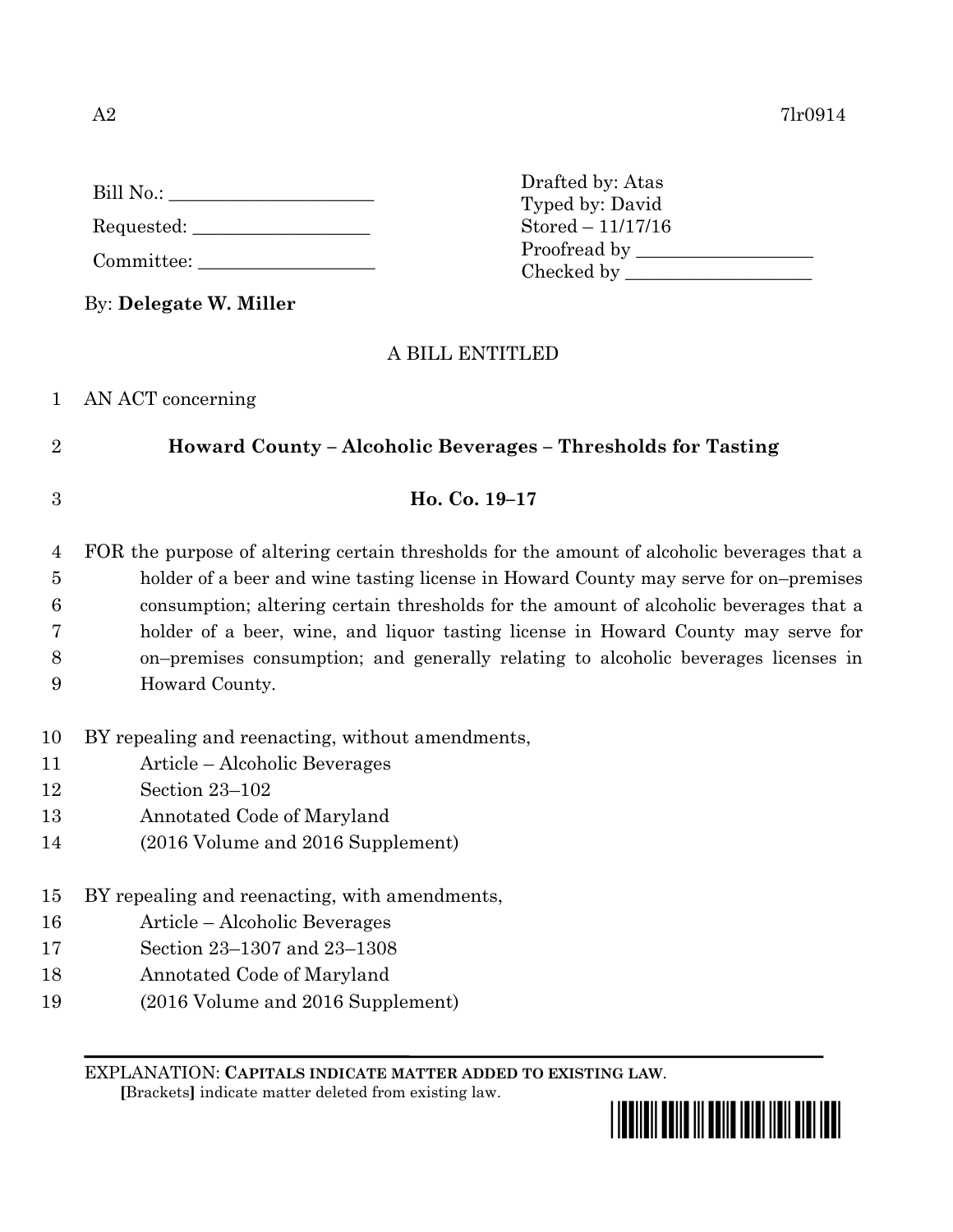A2 7lr0914

Bill No.: ____________________

Requested: __________________

Committee: __________________

Drafted by: Atas
Typed by: David
Stored – 11/17/16
Proofread by ___________________
Checked by ____________________

By: **Delegate W. Miller**

A BILL ENTITLED

1 AN ACT concerning

2 **Howard County – Alcoholic Beverages – Thresholds for Tasting**

3 **Ho. Co. 19–17**

4 FOR the purpose of altering certain thresholds for the amount of alcoholic beverages that a
5 holder of a beer and wine tasting license in Howard County may serve for on–premises
6 consumption; altering certain thresholds for the amount of alcoholic beverages that a
7 holder of a beer, wine, and liquor tasting license in Howard County may serve for
8 on–premises consumption; and generally relating to alcoholic beverages licenses in
9 Howard County.

10 BY repealing and reenacting, without amendments,
11 Article – Alcoholic Beverages
12 Section 23–102
13 Annotated Code of Maryland
14 (2016 Volume and 2016 Supplement)

15 BY repealing and reenacting, with amendments,
16 Article – Alcoholic Beverages
17 Section 23–1307 and 23–1308
18 Annotated Code of Maryland
19 (2016 Volume and 2016 Supplement)

EXPLANATION: **CAPITALS INDICATE MATTER ADDED TO EXISTING LAW.**
**[**Brackets**]** indicate matter deleted from existing law.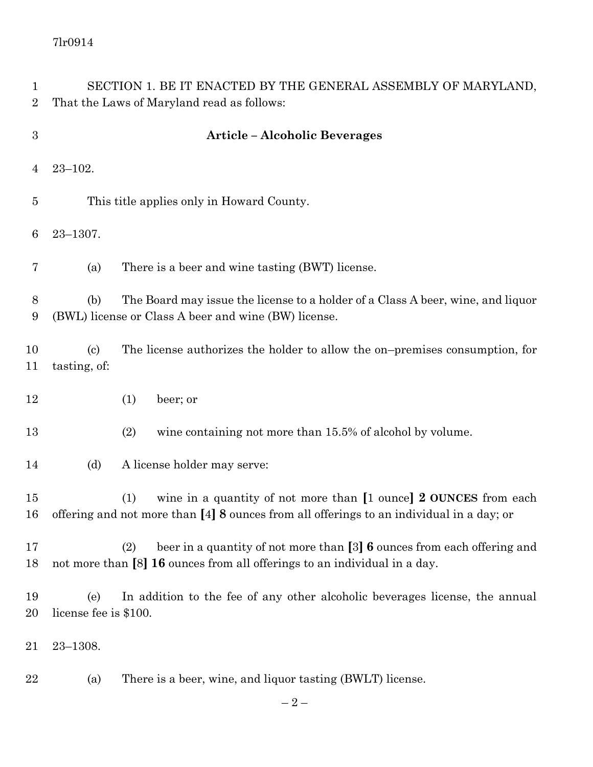SECTION 1. BE IT ENACTED BY THE GENERAL ASSEMBLY OF MARYLAND, That the Laws of Maryland read as follows:

**Article – Alcoholic Beverages**

23–102.

This title applies only in Howard County.

23–1307.

(a) There is a beer and wine tasting (BWT) license.

(b) The Board may issue the license to a holder of a Class A beer, wine, and liquor (BWL) license or Class A beer and wine (BW) license.

(c) The license authorizes the holder to allow the on–premises consumption, for tasting, of:

(1) beer; or

(2) wine containing not more than 15.5% of alcohol by volume.

(d) A license holder may serve:

(1) wine in a quantity of not more than **[**1 ounce**]** **2 OUNCES** from each offering and not more than **[**4**]** **8** ounces from all offerings to an individual in a day; or

(2) beer in a quantity of not more than **[**3**]** **6** ounces from each offering and not more than **[**8**]** **16** ounces from all offerings to an individual in a day.

(e) In addition to the fee of any other alcoholic beverages license, the annual license fee is $100.

23–1308.

(a) There is a beer, wine, and liquor tasting (BWLT) license.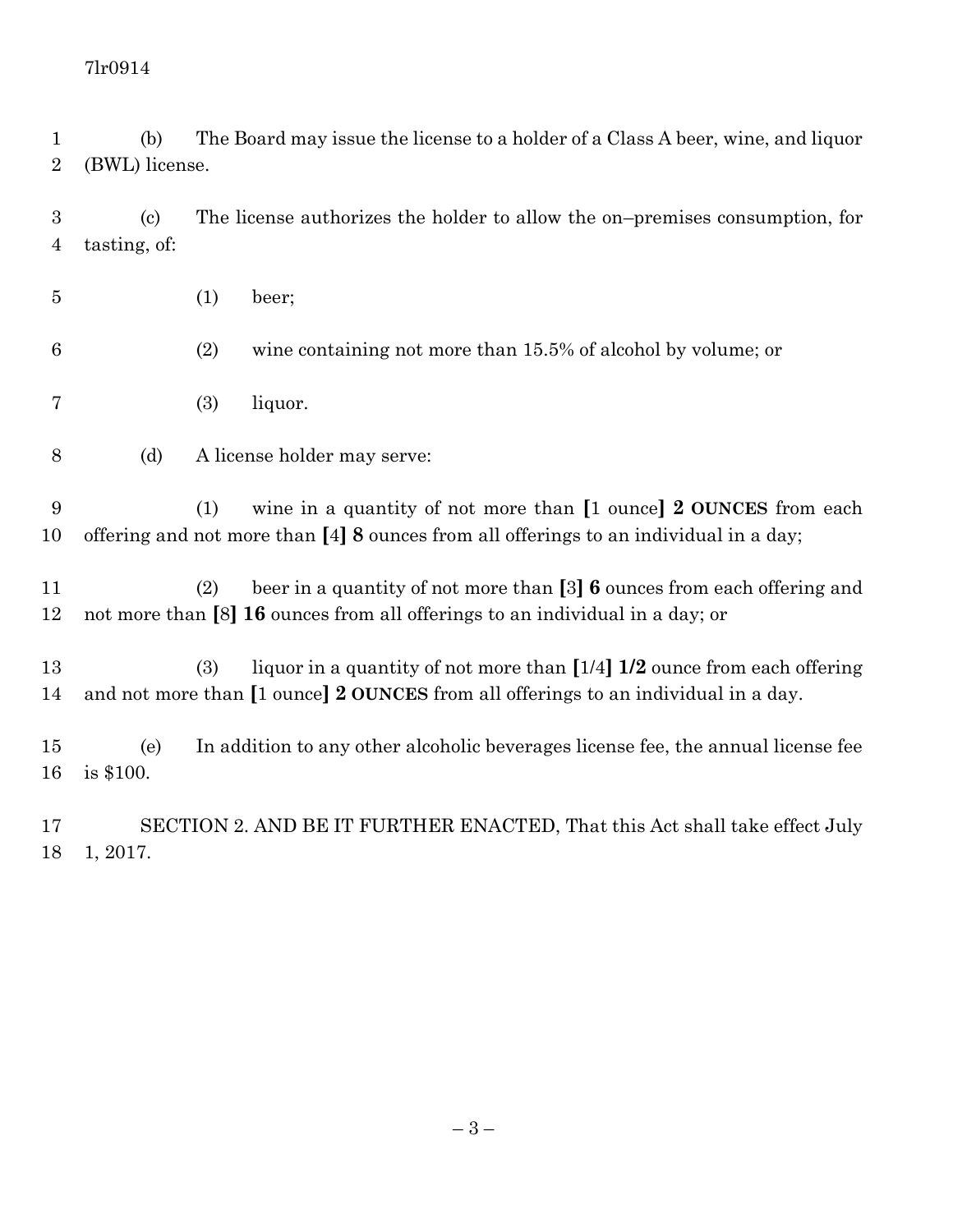(b) The Board may issue the license to a holder of a Class A beer, wine, and liquor (BWL) license.

(c) The license authorizes the holder to allow the on–premises consumption, for tasting, of:

(1) beer;

(2) wine containing not more than 15.5% of alcohol by volume; or

(3) liquor.

(d) A license holder may serve:

(1) wine in a quantity of not more than **[**1 ounce**] 2 OUNCES** from each offering and not more than **[**4**] 8** ounces from all offerings to an individual in a day;

(2) beer in a quantity of not more than **[**3**] 6** ounces from each offering and not more than **[**8**] 16** ounces from all offerings to an individual in a day; or

(3) liquor in a quantity of not more than **[**1/4**] 1/2** ounce from each offering and not more than **[**1 ounce**] 2 OUNCES** from all offerings to an individual in a day.

(e) In addition to any other alcoholic beverages license fee, the annual license fee is $100.

SECTION 2. AND BE IT FURTHER ENACTED, That this Act shall take effect July 1, 2017.